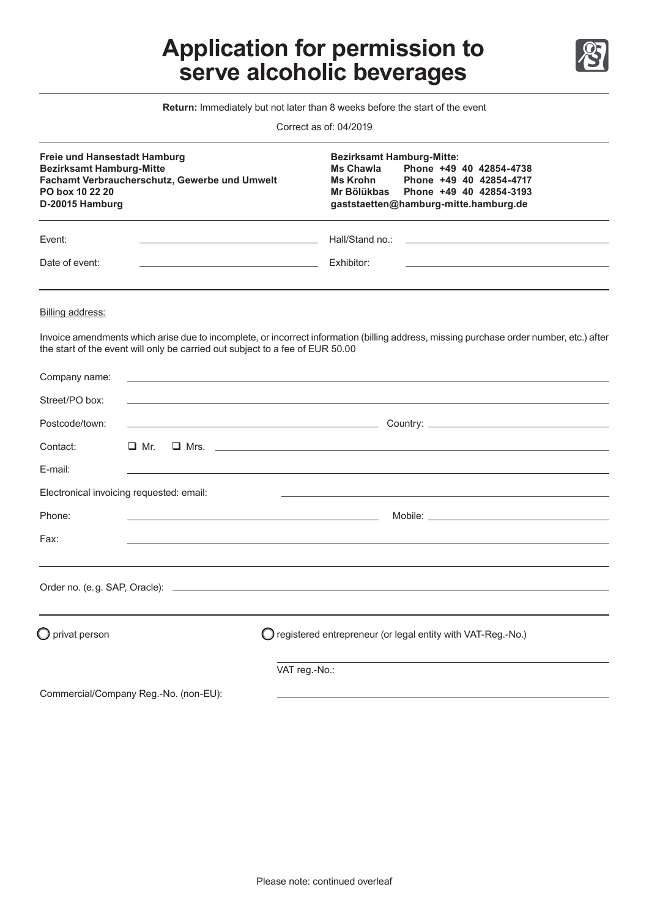# Application for permission to serve alcoholic beverages

**Return:** Immediately but not later than 8 weeks before the start of the event

Correct as of: 04/2019

**Freie und Hansestadt Hamburg**
**Bezirksamt Hamburg-Mitte**
**Fachamt Verbraucherschutz, Gewerbe und Umwelt**
**PO box 10 22 20**
**D-20015 Hamburg**

**Bezirksamt Hamburg-Mitte:**
**Ms Chawla Phone +49 40 42854-4738**
**Ms Krohn Phone +49 40 42854-4717**
**Mr Bölükbas Phone +49 40 42854-3193**
**gaststaetten@hamburg-mitte.hamburg.de**

Event: ______________________ Hall/Stand no.: ______________________

Date of event: ______________________ Exhibitor: ______________________

Billing address:

Invoice amendments which arise due to incomplete, or incorrect information (billing address, missing purchase order number, etc.) after the start of the event will only be carried out subject to a fee of EUR 50.00

Company name: ______________________

Street/PO box: ______________________

Postcode/town: ______________________ Country: ______________________

Contact: ☐ Mr. ☐ Mrs. ______________________

E-mail: ______________________

Electronical invoicing requested: email: ______________________

Phone: ______________________ Mobile: ______________________

Fax: ______________________

Order no. (e.g. SAP, Oracle): ______________________

◯ privat person ◯ registered entrepreneur (or legal entity with VAT-Reg.-No.)

VAT reg.-No.: ______________________

Commercial/Company Reg.-No. (non-EU): ______________________

Please note: continued overleaf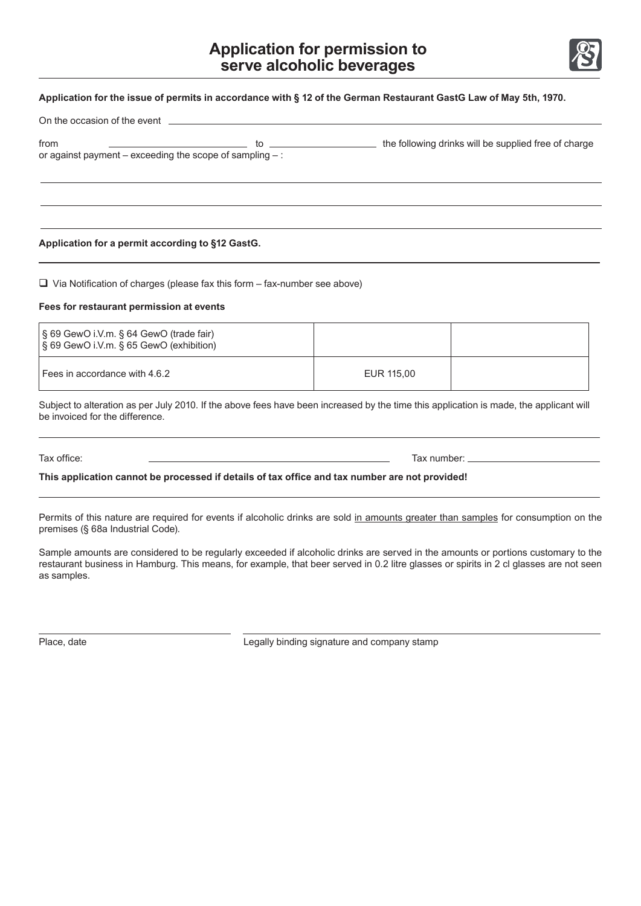# Application for permission to serve alcoholic beverages

**Application for the issue of permits in accordance with § 12 of the German Restaurant GastG Law of May 5th, 1970.**

On the occasion of the event ______________________________

from ______________ to ______________ the following drinks will be supplied free of charge or against payment – exceeding the scope of sampling – :

______________________________

______________________________

______________________________

**Application for a permit according to §12 GastG.**

☐ Via Notification of charges (please fax this form – fax-number see above)

**Fees for restaurant permission at events**

| | | |
|---|---|---|
| § 69 GewO i.V.m. § 64 GewO (trade fair)<br>§ 69 GewO i.V.m. § 65 GewO (exhibition) | | |
| Fees in accordance with 4.6.2 | EUR 115,00 | |

Subject to alteration as per July 2010. If the above fees have been increased by the time this application is made, the applicant will be invoiced for the difference.

Tax office: ______________________________ Tax number: ______________

**This application cannot be processed if details of tax office and tax number are not provided!**

Permits of this nature are required for events if alcoholic drinks are sold <u>in amounts greater than samples</u> for consumption on the premises (§ 68a Industrial Code).

Sample amounts are considered to be regularly exceeded if alcoholic drinks are served in the amounts or portions customary to the restaurant business in Hamburg. This means, for example, that beer served in 0.2 litre glasses or spirits in 2 cl glasses are not seen as samples.

______________________________ ______________________________

Place, date Legally binding signature and company stamp